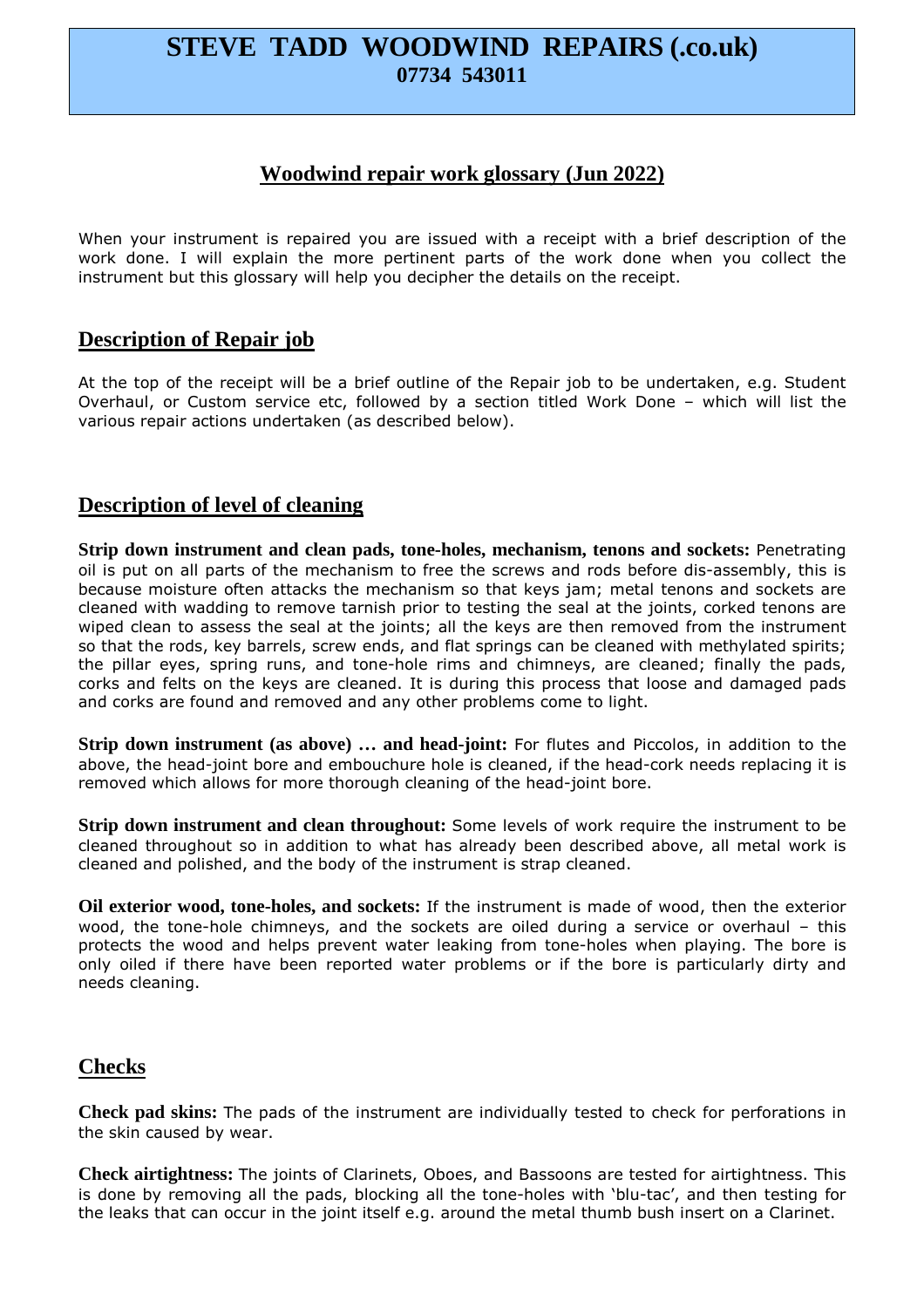# STEVE TADD WOODWIND REPAIRS (.co.uk)
**07734 543011**

## Woodwind repair work glossary (Jun 2022)

When your instrument is repaired you are issued with a receipt with a brief description of the work done. I will explain the more pertinent parts of the work done when you collect the instrument but this glossary will help you decipher the details on the receipt.

## Description of Repair job

At the top of the receipt will be a brief outline of the Repair job to be undertaken, e.g. Student Overhaul, or Custom service etc, followed by a section titled Work Done – which will list the various repair actions undertaken (as described below).

## Description of level of cleaning

**Strip down instrument and clean pads, tone-holes, mechanism, tenons and sockets:** Penetrating oil is put on all parts of the mechanism to free the screws and rods before dis-assembly, this is because moisture often attacks the mechanism so that keys jam; metal tenons and sockets are cleaned with wadding to remove tarnish prior to testing the seal at the joints, corked tenons are wiped clean to assess the seal at the joints; all the keys are then removed from the instrument so that the rods, key barrels, screw ends, and flat springs can be cleaned with methylated spirits; the pillar eyes, spring runs, and tone-hole rims and chimneys, are cleaned; finally the pads, corks and felts on the keys are cleaned. It is during this process that loose and damaged pads and corks are found and removed and any other problems come to light.

**Strip down instrument (as above) … and head-joint:** For flutes and Piccolos, in addition to the above, the head-joint bore and embouchure hole is cleaned, if the head-cork needs replacing it is removed which allows for more thorough cleaning of the head-joint bore.

**Strip down instrument and clean throughout:** Some levels of work require the instrument to be cleaned throughout so in addition to what has already been described above, all metal work is cleaned and polished, and the body of the instrument is strap cleaned.

**Oil exterior wood, tone-holes, and sockets:** If the instrument is made of wood, then the exterior wood, the tone-hole chimneys, and the sockets are oiled during a service or overhaul – this protects the wood and helps prevent water leaking from tone-holes when playing. The bore is only oiled if there have been reported water problems or if the bore is particularly dirty and needs cleaning.

## Checks

**Check pad skins:** The pads of the instrument are individually tested to check for perforations in the skin caused by wear.

**Check airtightness:** The joints of Clarinets, Oboes, and Bassoons are tested for airtightness. This is done by removing all the pads, blocking all the tone-holes with 'blu-tac', and then testing for the leaks that can occur in the joint itself e.g. around the metal thumb bush insert on a Clarinet.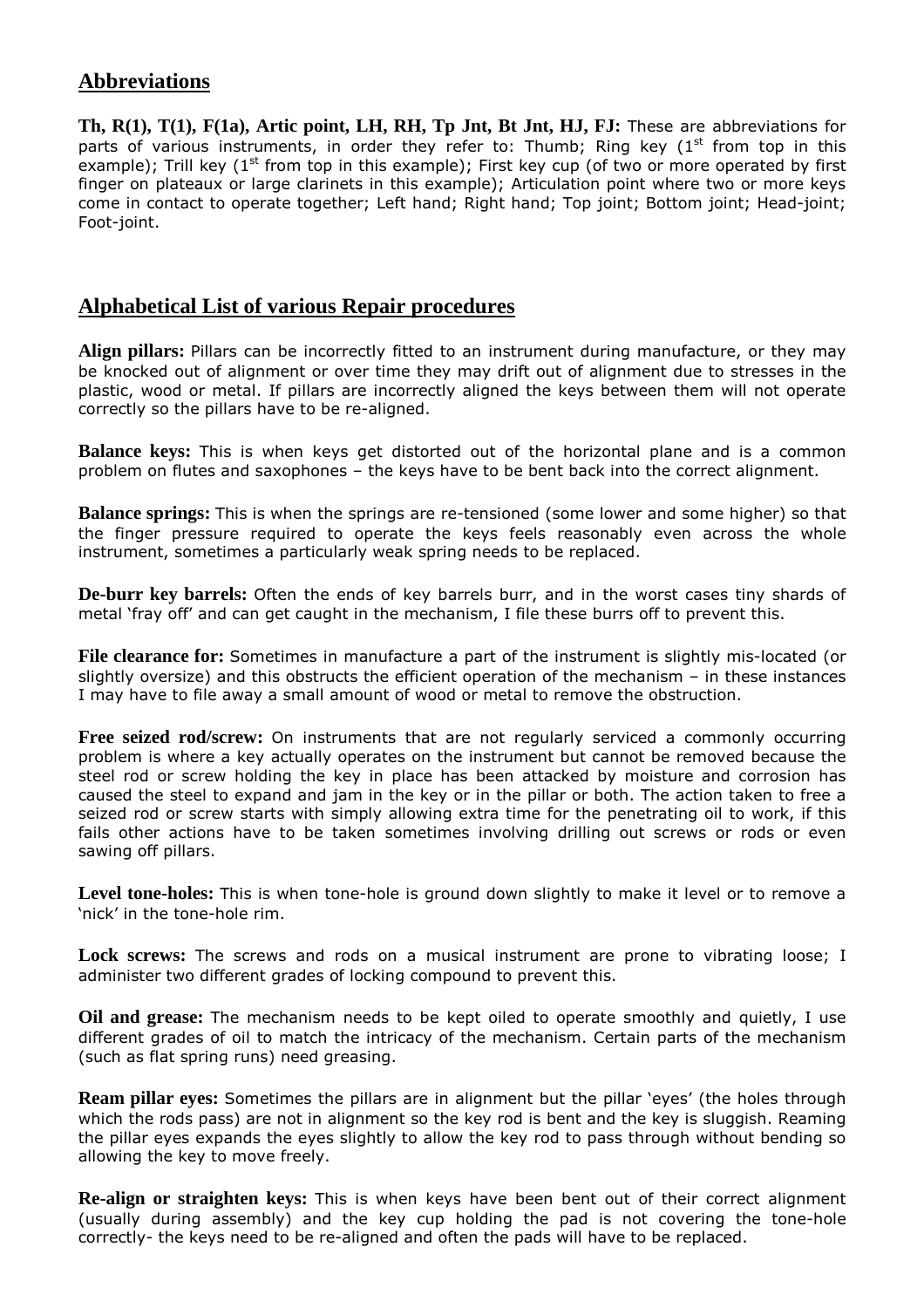## Abbreviations

**Th, R(1), T(1), F(1a), Artic point, LH, RH, Tp Jnt, Bt Jnt, HJ, FJ:** These are abbreviations for parts of various instruments, in order they refer to: Thumb; Ring key (1st from top in this example); Trill key (1st from top in this example); First key cup (of two or more operated by first finger on plateaux or large clarinets in this example); Articulation point where two or more keys come in contact to operate together; Left hand; Right hand; Top joint; Bottom joint; Head-joint; Foot-joint.

## Alphabetical List of various Repair procedures

**Align pillars:** Pillars can be incorrectly fitted to an instrument during manufacture, or they may be knocked out of alignment or over time they may drift out of alignment due to stresses in the plastic, wood or metal. If pillars are incorrectly aligned the keys between them will not operate correctly so the pillars have to be re-aligned.

**Balance keys:** This is when keys get distorted out of the horizontal plane and is a common problem on flutes and saxophones – the keys have to be bent back into the correct alignment.

**Balance springs:** This is when the springs are re-tensioned (some lower and some higher) so that the finger pressure required to operate the keys feels reasonably even across the whole instrument, sometimes a particularly weak spring needs to be replaced.

**De-burr key barrels:** Often the ends of key barrels burr, and in the worst cases tiny shards of metal 'fray off' and can get caught in the mechanism, I file these burrs off to prevent this.

**File clearance for:** Sometimes in manufacture a part of the instrument is slightly mis-located (or slightly oversize) and this obstructs the efficient operation of the mechanism – in these instances I may have to file away a small amount of wood or metal to remove the obstruction.

**Free seized rod/screw:** On instruments that are not regularly serviced a commonly occurring problem is where a key actually operates on the instrument but cannot be removed because the steel rod or screw holding the key in place has been attacked by moisture and corrosion has caused the steel to expand and jam in the key or in the pillar or both. The action taken to free a seized rod or screw starts with simply allowing extra time for the penetrating oil to work, if this fails other actions have to be taken sometimes involving drilling out screws or rods or even sawing off pillars.

**Level tone-holes:** This is when tone-hole is ground down slightly to make it level or to remove a 'nick' in the tone-hole rim.

**Lock screws:** The screws and rods on a musical instrument are prone to vibrating loose; I administer two different grades of locking compound to prevent this.

**Oil and grease:** The mechanism needs to be kept oiled to operate smoothly and quietly, I use different grades of oil to match the intricacy of the mechanism. Certain parts of the mechanism (such as flat spring runs) need greasing.

**Ream pillar eyes:** Sometimes the pillars are in alignment but the pillar 'eyes' (the holes through which the rods pass) are not in alignment so the key rod is bent and the key is sluggish. Reaming the pillar eyes expands the eyes slightly to allow the key rod to pass through without bending so allowing the key to move freely.

**Re-align or straighten keys:** This is when keys have been bent out of their correct alignment (usually during assembly) and the key cup holding the pad is not covering the tone-hole correctly- the keys need to be re-aligned and often the pads will have to be replaced.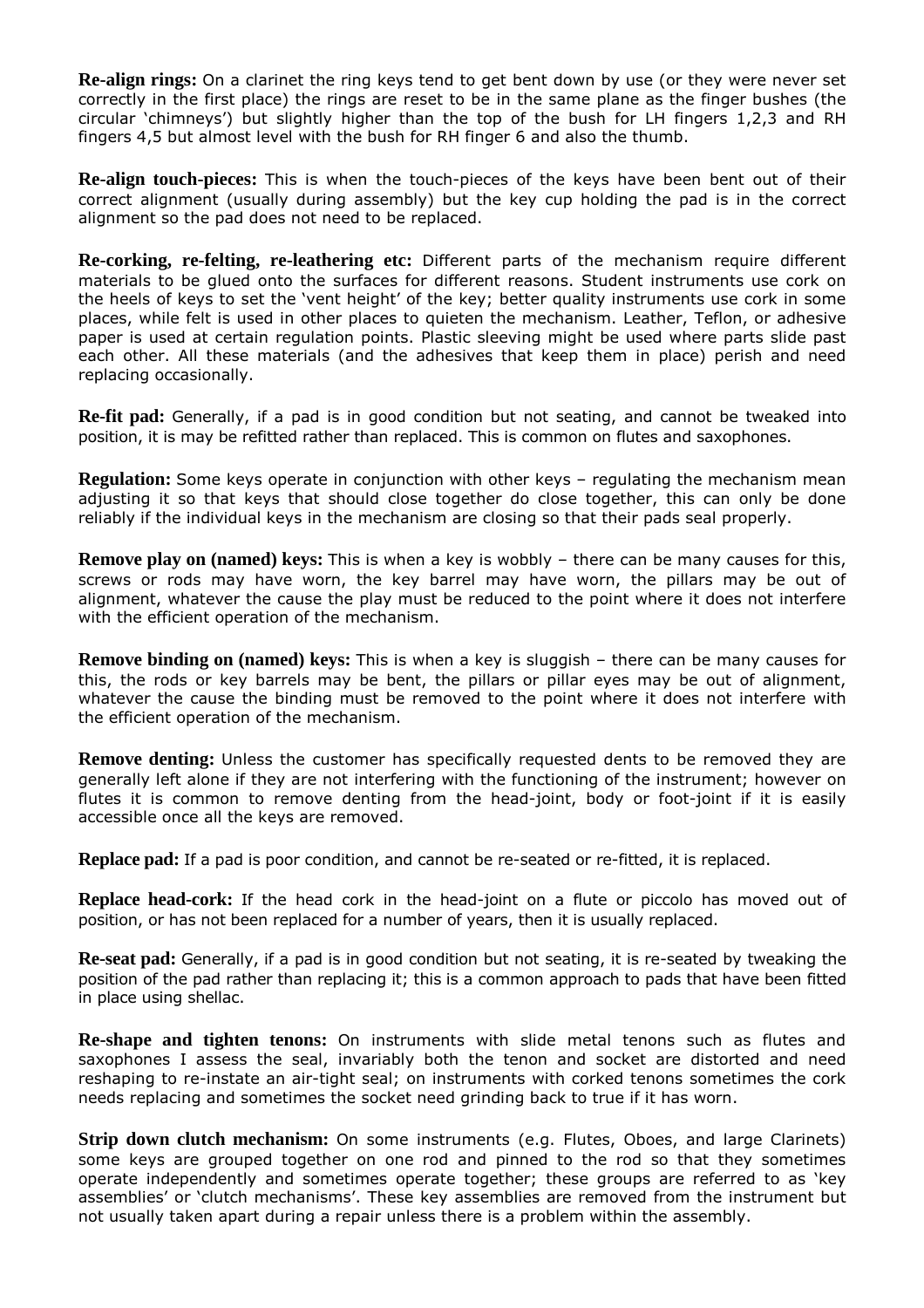**Re-align rings:** On a clarinet the ring keys tend to get bent down by use (or they were never set correctly in the first place) the rings are reset to be in the same plane as the finger bushes (the circular 'chimneys') but slightly higher than the top of the bush for LH fingers 1,2,3 and RH fingers 4,5 but almost level with the bush for RH finger 6 and also the thumb.

**Re-align touch-pieces:** This is when the touch-pieces of the keys have been bent out of their correct alignment (usually during assembly) but the key cup holding the pad is in the correct alignment so the pad does not need to be replaced.

**Re-corking, re-felting, re-leathering etc:** Different parts of the mechanism require different materials to be glued onto the surfaces for different reasons. Student instruments use cork on the heels of keys to set the 'vent height' of the key; better quality instruments use cork in some places, while felt is used in other places to quieten the mechanism. Leather, Teflon, or adhesive paper is used at certain regulation points. Plastic sleeving might be used where parts slide past each other. All these materials (and the adhesives that keep them in place) perish and need replacing occasionally.

**Re-fit pad:** Generally, if a pad is in good condition but not seating, and cannot be tweaked into position, it is may be refitted rather than replaced. This is common on flutes and saxophones.

**Regulation:** Some keys operate in conjunction with other keys – regulating the mechanism mean adjusting it so that keys that should close together do close together, this can only be done reliably if the individual keys in the mechanism are closing so that their pads seal properly.

**Remove play on (named) keys:** This is when a key is wobbly – there can be many causes for this, screws or rods may have worn, the key barrel may have worn, the pillars may be out of alignment, whatever the cause the play must be reduced to the point where it does not interfere with the efficient operation of the mechanism.

**Remove binding on (named) keys:** This is when a key is sluggish – there can be many causes for this, the rods or key barrels may be bent, the pillars or pillar eyes may be out of alignment, whatever the cause the binding must be removed to the point where it does not interfere with the efficient operation of the mechanism.

**Remove denting:** Unless the customer has specifically requested dents to be removed they are generally left alone if they are not interfering with the functioning of the instrument; however on flutes it is common to remove denting from the head-joint, body or foot-joint if it is easily accessible once all the keys are removed.

**Replace pad:** If a pad is poor condition, and cannot be re-seated or re-fitted, it is replaced.

**Replace head-cork:** If the head cork in the head-joint on a flute or piccolo has moved out of position, or has not been replaced for a number of years, then it is usually replaced.

**Re-seat pad:** Generally, if a pad is in good condition but not seating, it is re-seated by tweaking the position of the pad rather than replacing it; this is a common approach to pads that have been fitted in place using shellac.

**Re-shape and tighten tenons:** On instruments with slide metal tenons such as flutes and saxophones I assess the seal, invariably both the tenon and socket are distorted and need reshaping to re-instate an air-tight seal; on instruments with corked tenons sometimes the cork needs replacing and sometimes the socket need grinding back to true if it has worn.

**Strip down clutch mechanism:** On some instruments (e.g. Flutes, Oboes, and large Clarinets) some keys are grouped together on one rod and pinned to the rod so that they sometimes operate independently and sometimes operate together; these groups are referred to as 'key assemblies' or 'clutch mechanisms'. These key assemblies are removed from the instrument but not usually taken apart during a repair unless there is a problem within the assembly.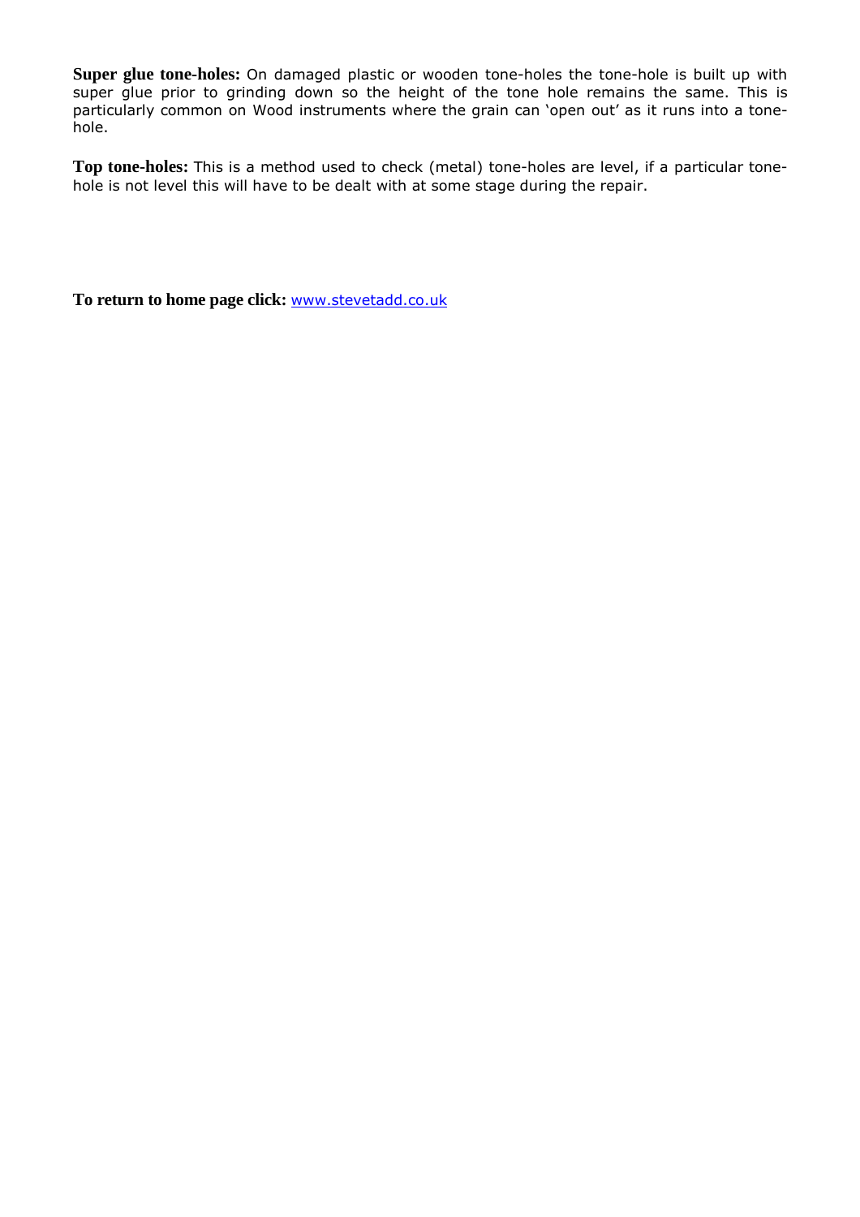**Super glue tone-holes:** On damaged plastic or wooden tone-holes the tone-hole is built up with super glue prior to grinding down so the height of the tone hole remains the same. This is particularly common on Wood instruments where the grain can 'open out' as it runs into a tone-hole.

**Top tone-holes:** This is a method used to check (metal) tone-holes are level, if a particular tone-hole is not level this will have to be dealt with at some stage during the repair.

**To return to home page click:** [www.stevetadd.co.uk](http://www.stevetadd.co.uk)